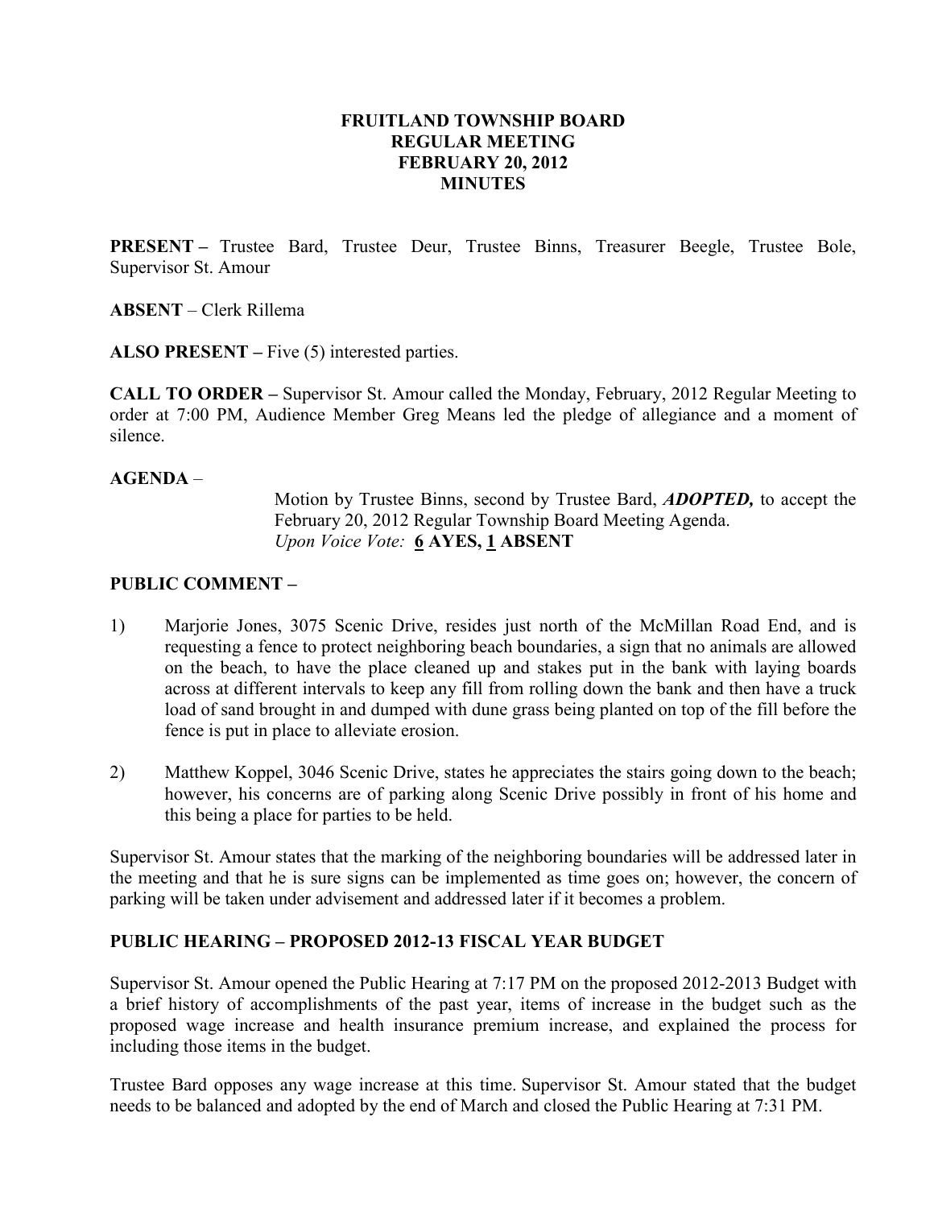# FRUITLAND TOWNSHIP BOARD
## REGULAR MEETING
## FEBRUARY 20, 2012
## MINUTES

**PRESENT –** Trustee Bard, Trustee Deur, Trustee Binns, Treasurer Beegle, Trustee Bole, Supervisor St. Amour

**ABSENT** – Clerk Rillema

**ALSO PRESENT –** Five (5) interested parties.

**CALL TO ORDER –** Supervisor St. Amour called the Monday, February, 2012 Regular Meeting to order at 7:00 PM, Audience Member Greg Means led the pledge of allegiance and a moment of silence.

**AGENDA** –

> Motion by Trustee Binns, second by Trustee Bard, ***ADOPTED,*** to accept the February 20, 2012 Regular Township Board Meeting Agenda.
> *Upon Voice Vote:* **6 AYES, 1 ABSENT**

**PUBLIC COMMENT –**

1) Marjorie Jones, 3075 Scenic Drive, resides just north of the McMillan Road End, and is requesting a fence to protect neighboring beach boundaries, a sign that no animals are allowed on the beach, to have the place cleaned up and stakes put in the bank with laying boards across at different intervals to keep any fill from rolling down the bank and then have a truck load of sand brought in and dumped with dune grass being planted on top of the fill before the fence is put in place to alleviate erosion.

2) Matthew Koppel, 3046 Scenic Drive, states he appreciates the stairs going down to the beach; however, his concerns are of parking along Scenic Drive possibly in front of his home and this being a place for parties to be held.

Supervisor St. Amour states that the marking of the neighboring boundaries will be addressed later in the meeting and that he is sure signs can be implemented as time goes on; however, the concern of parking will be taken under advisement and addressed later if it becomes a problem.

**PUBLIC HEARING – PROPOSED 2012-13 FISCAL YEAR BUDGET**

Supervisor St. Amour opened the Public Hearing at 7:17 PM on the proposed 2012-2013 Budget with a brief history of accomplishments of the past year, items of increase in the budget such as the proposed wage increase and health insurance premium increase, and explained the process for including those items in the budget.

Trustee Bard opposes any wage increase at this time. Supervisor St. Amour stated that the budget needs to be balanced and adopted by the end of March and closed the Public Hearing at 7:31 PM.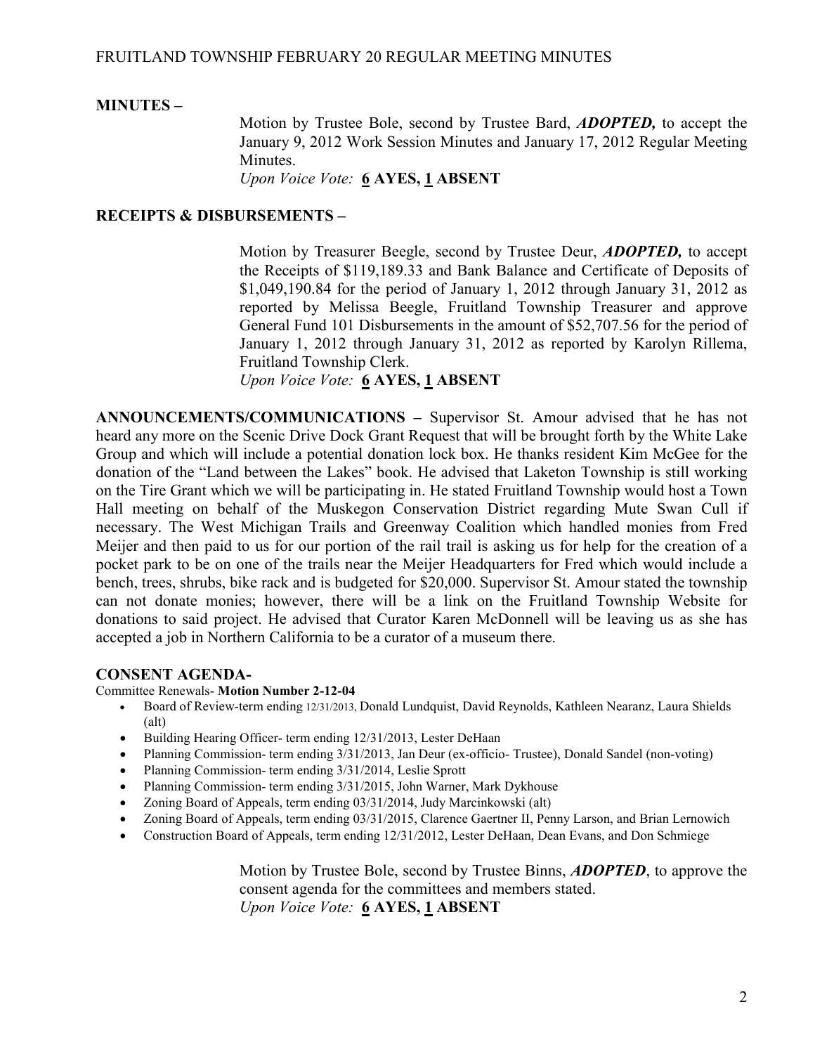**MINUTES –**

Motion by Trustee Bole, second by Trustee Bard, ***ADOPTED,*** to accept the January 9, 2012 Work Session Minutes and January 17, 2012 Regular Meeting Minutes.
*Upon Voice Vote:* **6 AYES, 1 ABSENT**

**RECEIPTS & DISBURSEMENTS –**

Motion by Treasurer Beegle, second by Trustee Deur, ***ADOPTED,*** to accept the Receipts of $119,189.33 and Bank Balance and Certificate of Deposits of $1,049,190.84 for the period of January 1, 2012 through January 31, 2012 as reported by Melissa Beegle, Fruitland Township Treasurer and approve General Fund 101 Disbursements in the amount of $52,707.56 for the period of January 1, 2012 through January 31, 2012 as reported by Karolyn Rillema, Fruitland Township Clerk.
*Upon Voice Vote:* **6 AYES, 1 ABSENT**

**ANNOUNCEMENTS/COMMUNICATIONS –** Supervisor St. Amour advised that he has not heard any more on the Scenic Drive Dock Grant Request that will be brought forth by the White Lake Group and which will include a potential donation lock box. He thanks resident Kim McGee for the donation of the "Land between the Lakes" book. He advised that Laketon Township is still working on the Tire Grant which we will be participating in. He stated Fruitland Township would host a Town Hall meeting on behalf of the Muskegon Conservation District regarding Mute Swan Cull if necessary. The West Michigan Trails and Greenway Coalition which handled monies from Fred Meijer and then paid to us for our portion of the rail trail is asking us for help for the creation of a pocket park to be on one of the trails near the Meijer Headquarters for Fred which would include a bench, trees, shrubs, bike rack and is budgeted for $20,000. Supervisor St. Amour stated the township can not donate monies; however, there will be a link on the Fruitland Township Website for donations to said project. He advised that Curator Karen McDonnell will be leaving us as she has accepted a job in Northern California to be a curator of a museum there.

**CONSENT AGENDA-**

Committee Renewals- **Motion Number 2-12-04**

- Board of Review-term ending 12/31/2013, Donald Lundquist, David Reynolds, Kathleen Nearanz, Laura Shields (alt)
- Building Hearing Officer- term ending 12/31/2013, Lester DeHaan
- Planning Commission- term ending 3/31/2013, Jan Deur (ex-officio- Trustee), Donald Sandel (non-voting)
- Planning Commission- term ending 3/31/2014, Leslie Sprott
- Planning Commission- term ending 3/31/2015, John Warner, Mark Dykhouse
- Zoning Board of Appeals, term ending 03/31/2014, Judy Marcinkowski (alt)
- Zoning Board of Appeals, term ending 03/31/2015, Clarence Gaertner II, Penny Larson, and Brian Lernowich
- Construction Board of Appeals, term ending 12/31/2012, Lester DeHaan, Dean Evans, and Don Schmiege

Motion by Trustee Bole, second by Trustee Binns, ***ADOPTED***, to approve the consent agenda for the committees and members stated.
*Upon Voice Vote:* **6 AYES, 1 ABSENT**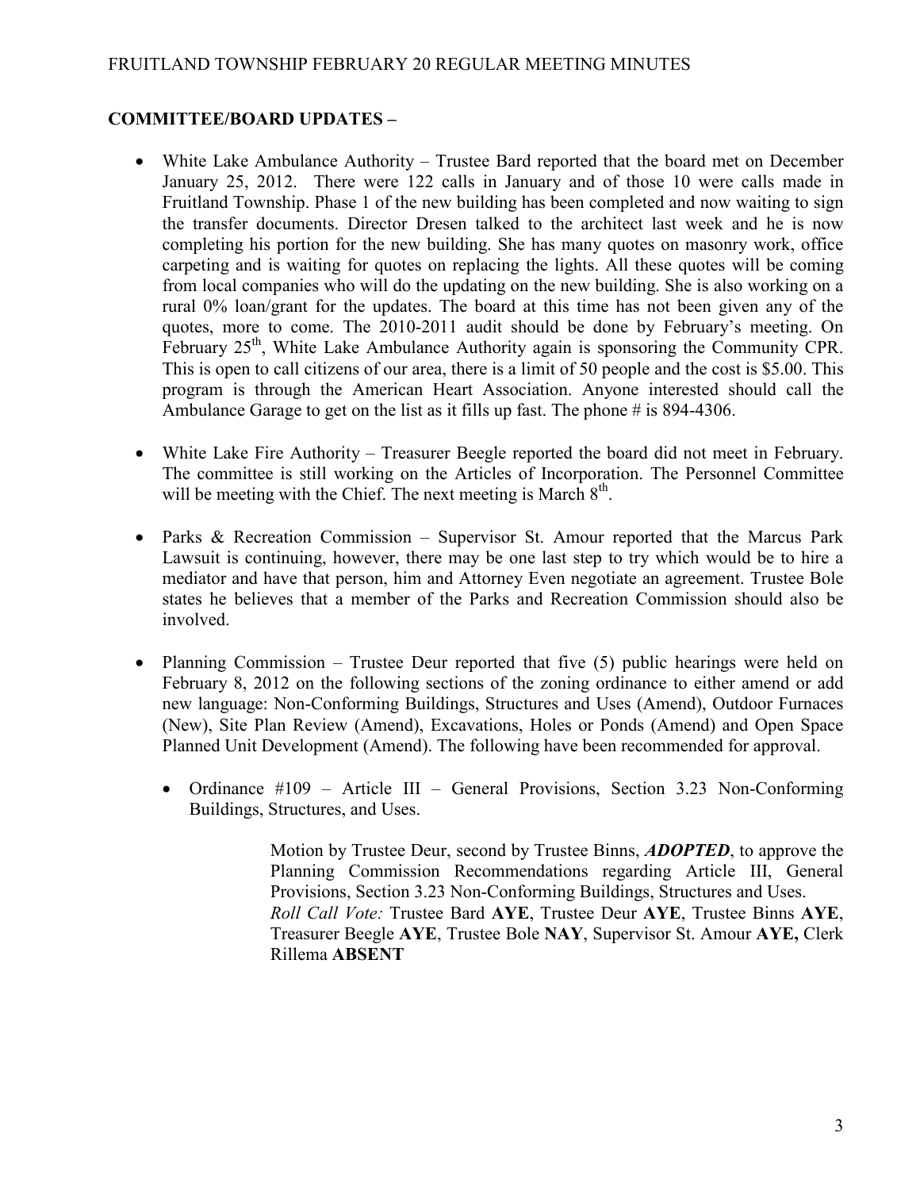**COMMITTEE/BOARD UPDATES –**

- White Lake Ambulance Authority – Trustee Bard reported that the board met on December January 25, 2012. There were 122 calls in January and of those 10 were calls made in Fruitland Township. Phase 1 of the new building has been completed and now waiting to sign the transfer documents. Director Dresen talked to the architect last week and he is now completing his portion for the new building. She has many quotes on masonry work, office carpeting and is waiting for quotes on replacing the lights. All these quotes will be coming from local companies who will do the updating on the new building. She is also working on a rural 0% loan/grant for the updates. The board at this time has not been given any of the quotes, more to come. The 2010-2011 audit should be done by February's meeting. On February 25th, White Lake Ambulance Authority again is sponsoring the Community CPR. This is open to call citizens of our area, there is a limit of 50 people and the cost is $5.00. This program is through the American Heart Association. Anyone interested should call the Ambulance Garage to get on the list as it fills up fast. The phone # is 894-4306.

- White Lake Fire Authority – Treasurer Beegle reported the board did not meet in February. The committee is still working on the Articles of Incorporation. The Personnel Committee will be meeting with the Chief. The next meeting is March 8th.

- Parks & Recreation Commission – Supervisor St. Amour reported that the Marcus Park Lawsuit is continuing, however, there may be one last step to try which would be to hire a mediator and have that person, him and Attorney Even negotiate an agreement. Trustee Bole states he believes that a member of the Parks and Recreation Commission should also be involved.

- Planning Commission – Trustee Deur reported that five (5) public hearings were held on February 8, 2012 on the following sections of the zoning ordinance to either amend or add new language: Non-Conforming Buildings, Structures and Uses (Amend), Outdoor Furnaces (New), Site Plan Review (Amend), Excavations, Holes or Ponds (Amend) and Open Space Planned Unit Development (Amend). The following have been recommended for approval.

  - Ordinance #109 – Article III – General Provisions, Section 3.23 Non-Conforming Buildings, Structures, and Uses.

    Motion by Trustee Deur, second by Trustee Binns, ***ADOPTED***, to approve the Planning Commission Recommendations regarding Article III, General Provisions, Section 3.23 Non-Conforming Buildings, Structures and Uses.
    *Roll Call Vote:* Trustee Bard **AYE**, Trustee Deur **AYE**, Trustee Binns **AYE**, Treasurer Beegle **AYE**, Trustee Bole **NAY**, Supervisor St. Amour **AYE,** Clerk Rillema **ABSENT**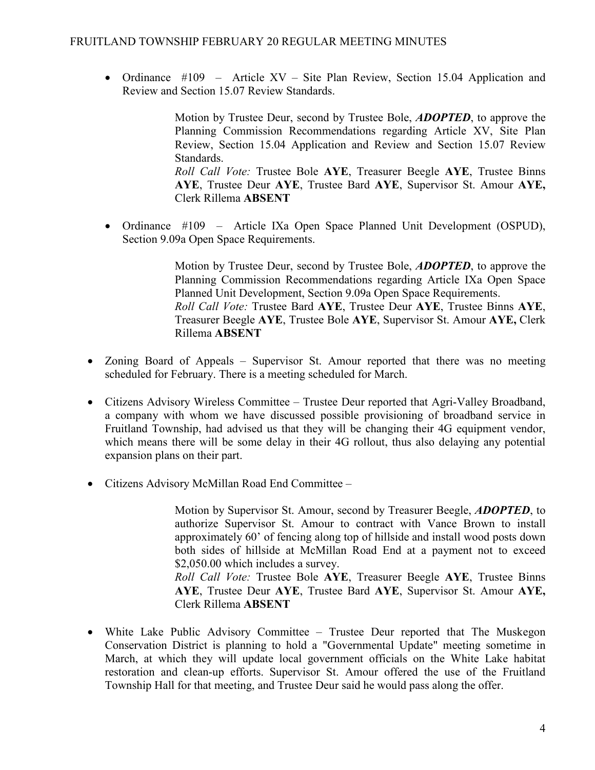- Ordinance #109 – Article XV – Site Plan Review, Section 15.04 Application and Review and Section 15.07 Review Standards.

  Motion by Trustee Deur, second by Trustee Bole, ***ADOPTED***, to approve the Planning Commission Recommendations regarding Article XV, Site Plan Review, Section 15.04 Application and Review and Section 15.07 Review Standards.
  *Roll Call Vote:* Trustee Bole **AYE**, Treasurer Beegle **AYE**, Trustee Binns **AYE**, Trustee Deur **AYE**, Trustee Bard **AYE**, Supervisor St. Amour **AYE,** Clerk Rillema **ABSENT**

- Ordinance #109 – Article IXa Open Space Planned Unit Development (OSPUD), Section 9.09a Open Space Requirements.

  Motion by Trustee Deur, second by Trustee Bole, ***ADOPTED***, to approve the Planning Commission Recommendations regarding Article IXa Open Space Planned Unit Development, Section 9.09a Open Space Requirements.
  *Roll Call Vote:* Trustee Bard **AYE**, Trustee Deur **AYE**, Trustee Binns **AYE**, Treasurer Beegle **AYE**, Trustee Bole **AYE**, Supervisor St. Amour **AYE,** Clerk Rillema **ABSENT**

- Zoning Board of Appeals – Supervisor St. Amour reported that there was no meeting scheduled for February. There is a meeting scheduled for March.

- Citizens Advisory Wireless Committee – Trustee Deur reported that Agri-Valley Broadband, a company with whom we have discussed possible provisioning of broadband service in Fruitland Township, had advised us that they will be changing their 4G equipment vendor, which means there will be some delay in their 4G rollout, thus also delaying any potential expansion plans on their part.

- Citizens Advisory McMillan Road End Committee –

  Motion by Supervisor St. Amour, second by Treasurer Beegle, ***ADOPTED***, to authorize Supervisor St. Amour to contract with Vance Brown to install approximately 60' of fencing along top of hillside and install wood posts down both sides of hillside at McMillan Road End at a payment not to exceed $2,050.00 which includes a survey.
  *Roll Call Vote:* Trustee Bole **AYE**, Treasurer Beegle **AYE**, Trustee Binns **AYE**, Trustee Deur **AYE**, Trustee Bard **AYE**, Supervisor St. Amour **AYE,** Clerk Rillema **ABSENT**

- White Lake Public Advisory Committee – Trustee Deur reported that The Muskegon Conservation District is planning to hold a "Governmental Update" meeting sometime in March, at which they will update local government officials on the White Lake habitat restoration and clean-up efforts. Supervisor St. Amour offered the use of the Fruitland Township Hall for that meeting, and Trustee Deur said he would pass along the offer.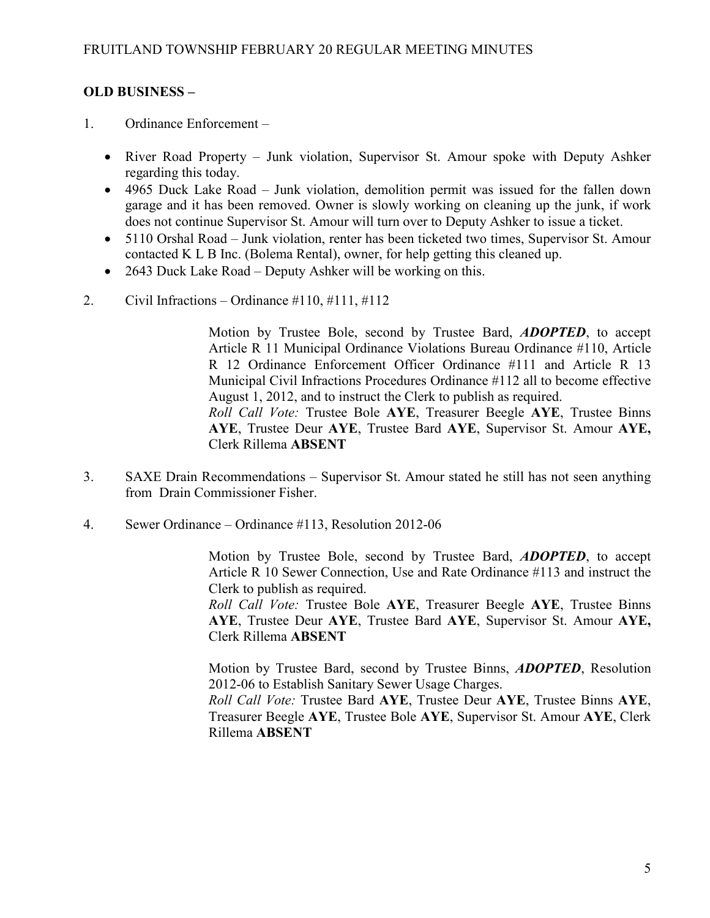**OLD BUSINESS –**

1. Ordinance Enforcement –

   - River Road Property – Junk violation, Supervisor St. Amour spoke with Deputy Ashker regarding this today.
   - 4965 Duck Lake Road – Junk violation, demolition permit was issued for the fallen down garage and it has been removed. Owner is slowly working on cleaning up the junk, if work does not continue Supervisor St. Amour will turn over to Deputy Ashker to issue a ticket.
   - 5110 Orshal Road – Junk violation, renter has been ticketed two times, Supervisor St. Amour contacted K L B Inc. (Bolema Rental), owner, for help getting this cleaned up.
   - 2643 Duck Lake Road – Deputy Ashker will be working on this.

2. Civil Infractions – Ordinance #110, #111, #112

   Motion by Trustee Bole, second by Trustee Bard, ***ADOPTED***, to accept Article R 11 Municipal Ordinance Violations Bureau Ordinance #110, Article R 12 Ordinance Enforcement Officer Ordinance #111 and Article R 13 Municipal Civil Infractions Procedures Ordinance #112 all to become effective August 1, 2012, and to instruct the Clerk to publish as required.
   *Roll Call Vote:* Trustee Bole **AYE**, Treasurer Beegle **AYE**, Trustee Binns **AYE**, Trustee Deur **AYE**, Trustee Bard **AYE**, Supervisor St. Amour **AYE,** Clerk Rillema **ABSENT**

3. SAXE Drain Recommendations – Supervisor St. Amour stated he still has not seen anything from Drain Commissioner Fisher.

4. Sewer Ordinance – Ordinance #113, Resolution 2012-06

   Motion by Trustee Bole, second by Trustee Bard, ***ADOPTED***, to accept Article R 10 Sewer Connection, Use and Rate Ordinance #113 and instruct the Clerk to publish as required.
   *Roll Call Vote:* Trustee Bole **AYE**, Treasurer Beegle **AYE**, Trustee Binns **AYE**, Trustee Deur **AYE**, Trustee Bard **AYE**, Supervisor St. Amour **AYE,** Clerk Rillema **ABSENT**

   Motion by Trustee Bard, second by Trustee Binns, ***ADOPTED***, Resolution 2012-06 to Establish Sanitary Sewer Usage Charges.
   *Roll Call Vote:* Trustee Bard **AYE**, Trustee Deur **AYE**, Trustee Binns **AYE**, Treasurer Beegle **AYE**, Trustee Bole **AYE**, Supervisor St. Amour **AYE**, Clerk Rillema **ABSENT**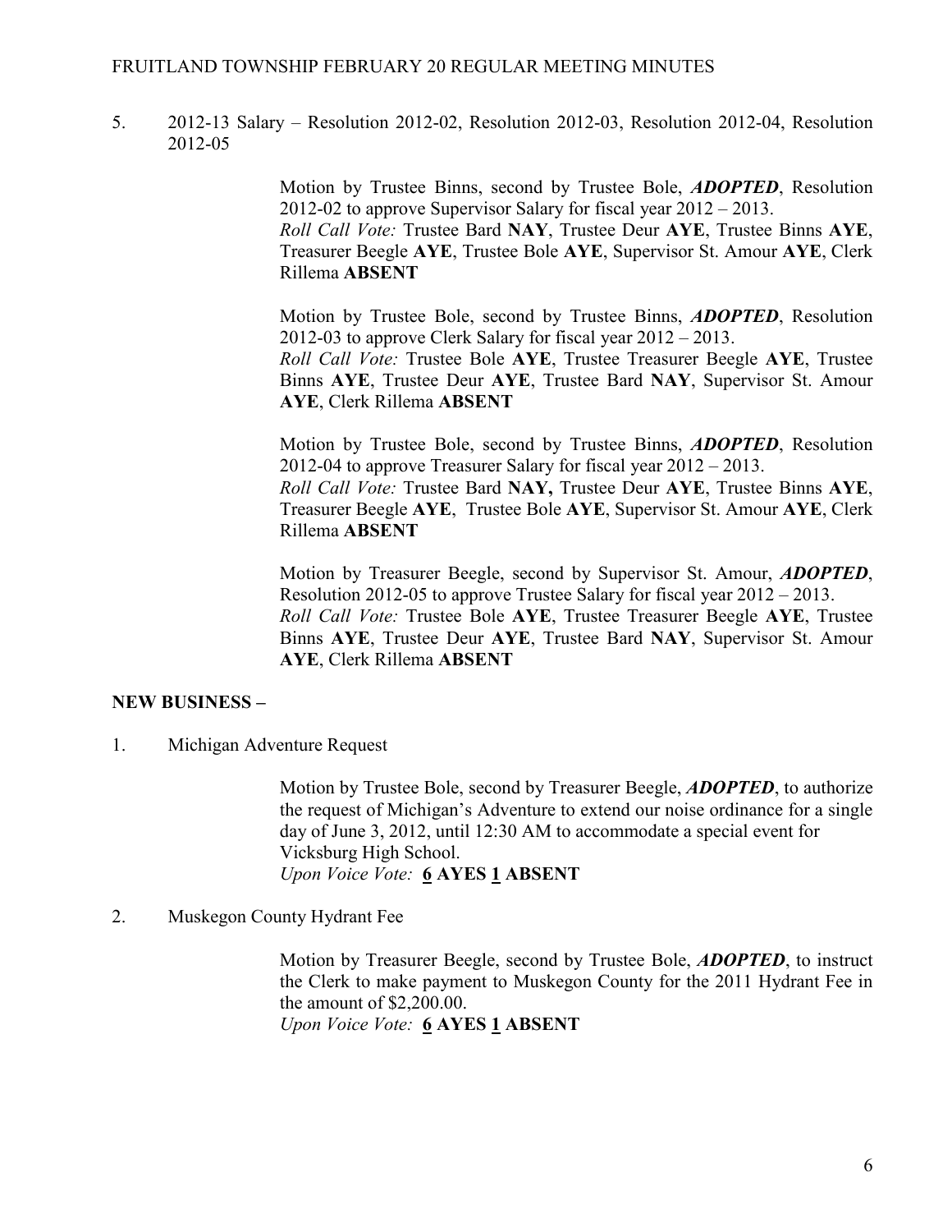5. 2012-13 Salary – Resolution 2012-02, Resolution 2012-03, Resolution 2012-04, Resolution 2012-05

Motion by Trustee Binns, second by Trustee Bole, ***ADOPTED***, Resolution 2012-02 to approve Supervisor Salary for fiscal year 2012 – 2013.
*Roll Call Vote:* Trustee Bard **NAY**, Trustee Deur **AYE**, Trustee Binns **AYE**, Treasurer Beegle **AYE**, Trustee Bole **AYE**, Supervisor St. Amour **AYE**, Clerk Rillema **ABSENT**

Motion by Trustee Bole, second by Trustee Binns, ***ADOPTED***, Resolution 2012-03 to approve Clerk Salary for fiscal year 2012 – 2013.
*Roll Call Vote:* Trustee Bole **AYE**, Trustee Treasurer Beegle **AYE**, Trustee Binns **AYE**, Trustee Deur **AYE**, Trustee Bard **NAY**, Supervisor St. Amour **AYE**, Clerk Rillema **ABSENT**

Motion by Trustee Bole, second by Trustee Binns, ***ADOPTED***, Resolution 2012-04 to approve Treasurer Salary for fiscal year 2012 – 2013.
*Roll Call Vote:* Trustee Bard **NAY,** Trustee Deur **AYE**, Trustee Binns **AYE**, Treasurer Beegle **AYE**, Trustee Bole **AYE**, Supervisor St. Amour **AYE**, Clerk Rillema **ABSENT**

Motion by Treasurer Beegle, second by Supervisor St. Amour, ***ADOPTED***, Resolution 2012-05 to approve Trustee Salary for fiscal year 2012 – 2013.
*Roll Call Vote:* Trustee Bole **AYE**, Trustee Treasurer Beegle **AYE**, Trustee Binns **AYE**, Trustee Deur **AYE**, Trustee Bard **NAY**, Supervisor St. Amour **AYE**, Clerk Rillema **ABSENT**

**NEW BUSINESS –**

1. Michigan Adventure Request

Motion by Trustee Bole, second by Treasurer Beegle, ***ADOPTED***, to authorize the request of Michigan's Adventure to extend our noise ordinance for a single day of June 3, 2012, until 12:30 AM to accommodate a special event for Vicksburg High School.
*Upon Voice Vote:* **6 AYES 1 ABSENT**

2. Muskegon County Hydrant Fee

Motion by Treasurer Beegle, second by Trustee Bole, ***ADOPTED***, to instruct the Clerk to make payment to Muskegon County for the 2011 Hydrant Fee in the amount of $2,200.00.
*Upon Voice Vote:* **6 AYES 1 ABSENT**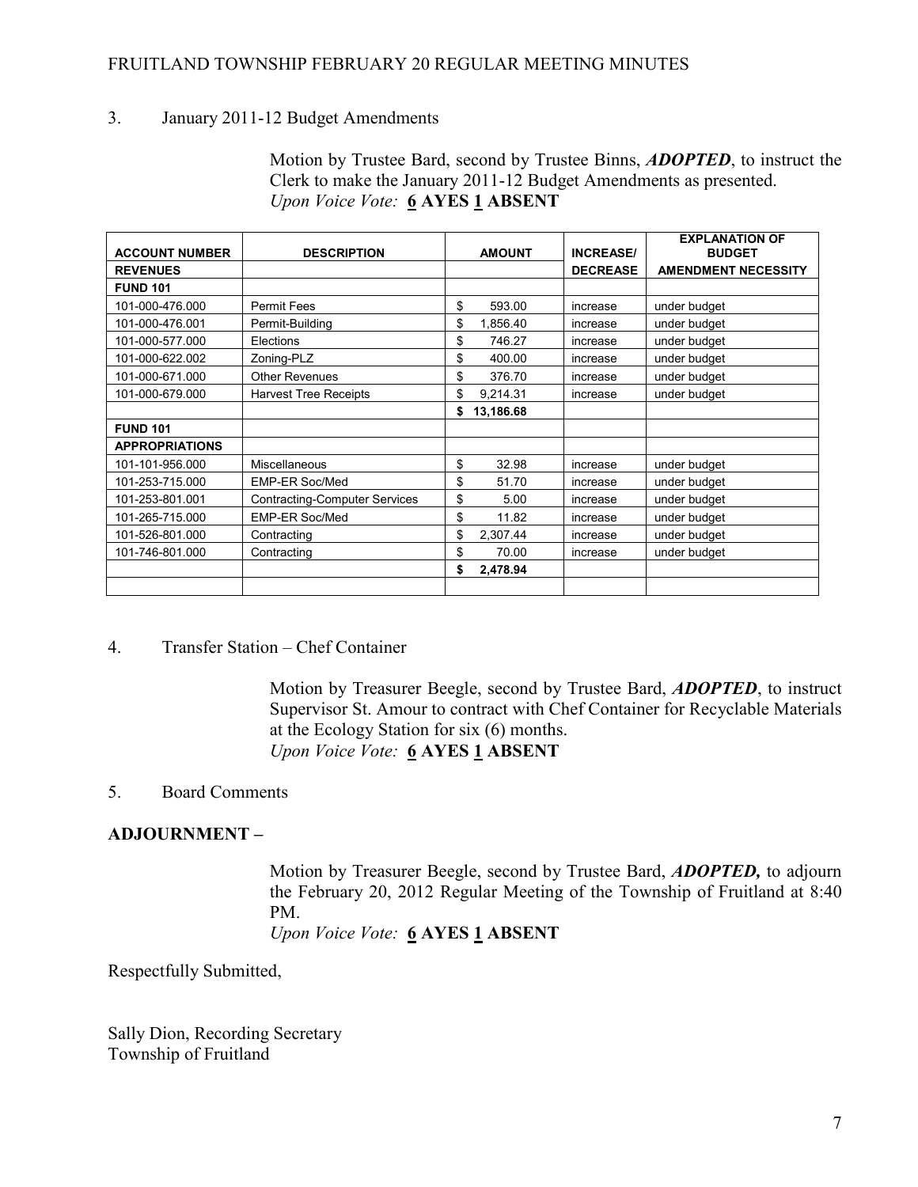3. January 2011-12 Budget Amendments

Motion by Trustee Bard, second by Trustee Binns, ***ADOPTED***, to instruct the Clerk to make the January 2011-12 Budget Amendments as presented.
*Upon Voice Vote:* **6 AYES 1 ABSENT**

| ACCOUNT NUMBER | DESCRIPTION | AMOUNT | INCREASE/ | EXPLANATION OF BUDGET |
|---|---|---|---|---|
| **REVENUES** | | | **DECREASE** | **AMENDMENT NECESSITY** |
| **FUND 101** | | | | |
| 101-000-476.000 | Permit Fees | $ 593.00 | increase | under budget |
| 101-000-476.001 | Permit-Building | $ 1,856.40 | increase | under budget |
| 101-000-577.000 | Elections | $ 746.27 | increase | under budget |
| 101-000-622.002 | Zoning-PLZ | $ 400.00 | increase | under budget |
| 101-000-671.000 | Other Revenues | $ 376.70 | increase | under budget |
| 101-000-679.000 | Harvest Tree Receipts | $ 9,214.31 | increase | under budget |
| | | **$ 13,186.68** | | |
| **FUND 101** | | | | |
| **APPROPRIATIONS** | | | | |
| 101-101-956.000 | Miscellaneous | $ 32.98 | increase | under budget |
| 101-253-715.000 | EMP-ER Soc/Med | $ 51.70 | increase | under budget |
| 101-253-801.001 | Contracting-Computer Services | $ 5.00 | increase | under budget |
| 101-265-715.000 | EMP-ER Soc/Med | $ 11.82 | increase | under budget |
| 101-526-801.000 | Contracting | $ 2,307.44 | increase | under budget |
| 101-746-801.000 | Contracting | $ 70.00 | increase | under budget |
| | | **$ 2,478.94** | | |
| | | | | |

4. Transfer Station – Chef Container

Motion by Treasurer Beegle, second by Trustee Bard, ***ADOPTED***, to instruct Supervisor St. Amour to contract with Chef Container for Recyclable Materials at the Ecology Station for six (6) months.
*Upon Voice Vote:* **6 AYES 1 ABSENT**

5. Board Comments

**ADJOURNMENT –**

Motion by Treasurer Beegle, second by Trustee Bard, ***ADOPTED,*** to adjourn the February 20, 2012 Regular Meeting of the Township of Fruitland at 8:40 PM.
*Upon Voice Vote:* **6 AYES 1 ABSENT**

Respectfully Submitted,

Sally Dion, Recording Secretary
Township of Fruitland